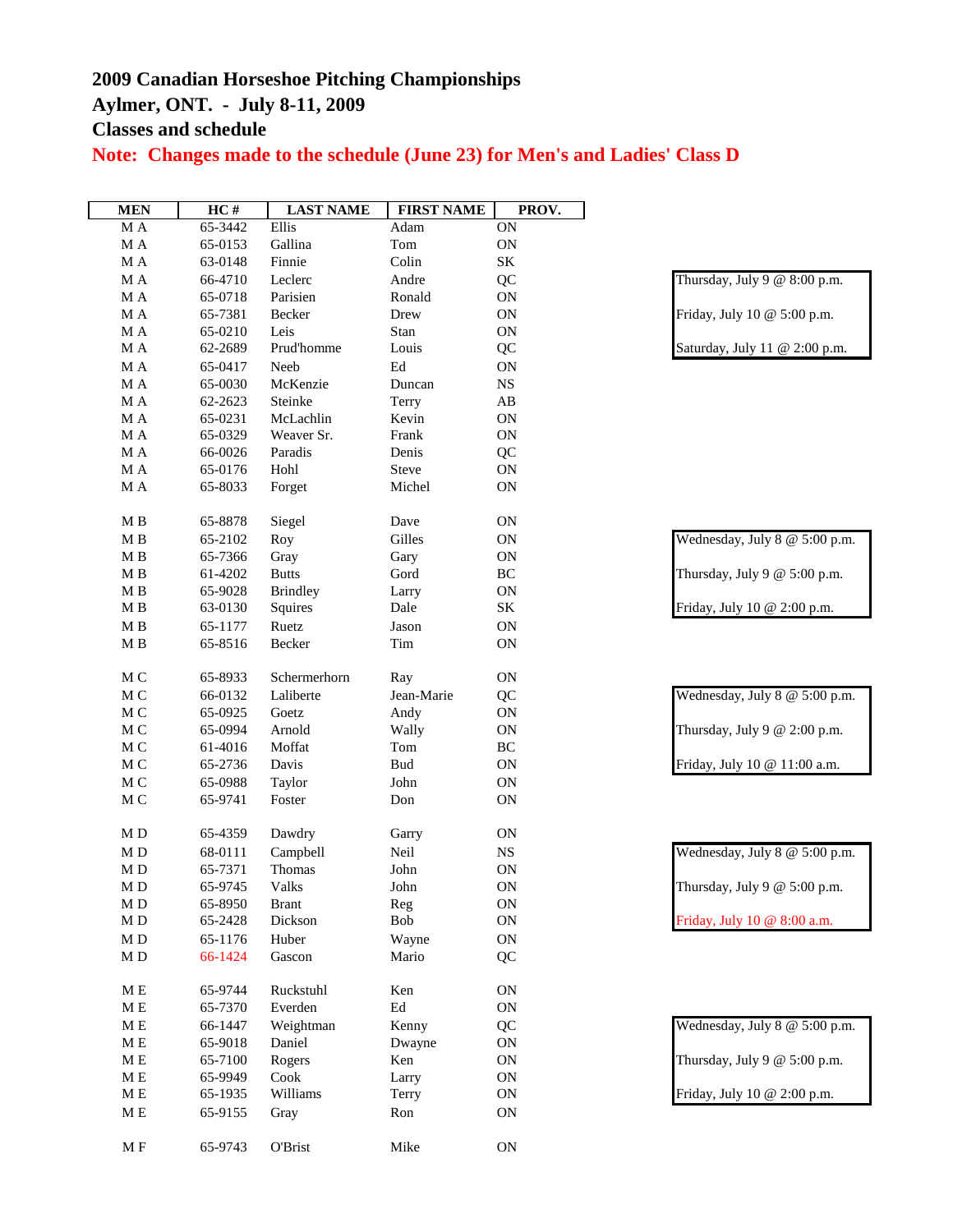# 2009 Canadian Horseshoe Pitching Championships

## Aylmer, ONT. - July 8-11, 2009

## Classes and schedule

**Note: Changes made to the schedule (June 23) for Men's and Ladies' Class D**

| MEN | HC # | LAST NAME | FIRST NAME | PROV. |
|---|---|---|---|---|
| M A | 65-3442 | Ellis | Adam | ON |
| M A | 65-0153 | Gallina | Tom | ON |
| M A | 63-0148 | Finnie | Colin | SK |
| M A | 66-4710 | Leclerc | Andre | QC |
| M A | 65-0718 | Parisien | Ronald | ON |
| M A | 65-7381 | Becker | Drew | ON |
| M A | 65-0210 | Leis | Stan | ON |
| M A | 62-2689 | Prud'homme | Louis | QC |
| M A | 65-0417 | Neeb | Ed | ON |
| M A | 65-0030 | McKenzie | Duncan | NS |
| M A | 62-2623 | Steinke | Terry | AB |
| M A | 65-0231 | McLachlin | Kevin | ON |
| M A | 65-0329 | Weaver Sr. | Frank | ON |
| M A | 66-0026 | Paradis | Denis | QC |
| M A | 65-0176 | Hohl | Steve | ON |
| M A | 65-8033 | Forget | Michel | ON |
| M B | 65-8878 | Siegel | Dave | ON |
| M B | 65-2102 | Roy | Gilles | ON |
| M B | 65-7366 | Gray | Gary | ON |
| M B | 61-4202 | Butts | Gord | BC |
| M B | 65-9028 | Brindley | Larry | ON |
| M B | 63-0130 | Squires | Dale | SK |
| M B | 65-1177 | Ruetz | Jason | ON |
| M B | 65-8516 | Becker | Tim | ON |
| M C | 65-8933 | Schermerhorn | Ray | ON |
| M C | 66-0132 | Laliberte | Jean-Marie | QC |
| M C | 65-0925 | Goetz | Andy | ON |
| M C | 65-0994 | Arnold | Wally | ON |
| M C | 61-4016 | Moffat | Tom | BC |
| M C | 65-2736 | Davis | Bud | ON |
| M C | 65-0988 | Taylor | John | ON |
| M C | 65-9741 | Foster | Don | ON |
| M D | 65-4359 | Dawdry | Garry | ON |
| M D | 68-0111 | Campbell | Neil | NS |
| M D | 65-7371 | Thomas | John | ON |
| M D | 65-9745 | Valks | John | ON |
| M D | 65-8950 | Brant | Reg | ON |
| M D | 65-2428 | Dickson | Bob | ON |
| M D | 65-1176 | Huber | Wayne | ON |
| M D | 66-1424 | Gascon | Mario | QC |
| M E | 65-9744 | Ruckstuhl | Ken | ON |
| M E | 65-7370 | Everden | Ed | ON |
| M E | 66-1447 | Weightman | Kenny | QC |
| M E | 65-9018 | Daniel | Dwayne | ON |
| M E | 65-7100 | Rogers | Ken | ON |
| M E | 65-9949 | Cook | Larry | ON |
| M E | 65-1935 | Williams | Terry | ON |
| M E | 65-9155 | Gray | Ron | ON |
| M F | 65-9743 | O'Brist | Mike | ON |

**Men's Class A schedule:**
- Thursday, July 9 @ 8:00 p.m.
- Friday, July 10 @ 5:00 p.m.
- Saturday, July 11 @ 2:00 p.m.

**Men's Class B schedule:**
- Wednesday, July 8 @ 5:00 p.m.
- Thursday, July 9 @ 5:00 p.m.
- Friday, July 10 @ 2:00 p.m.

**Men's Class C schedule:**
- Wednesday, July 8 @ 5:00 p.m.
- Thursday, July 9 @ 2:00 p.m.
- Friday, July 10 @ 11:00 a.m.

**Men's Class D schedule:**
- Wednesday, July 8 @ 5:00 p.m.
- Thursday, July 9 @ 5:00 p.m.
- Friday, July 10 @ 8:00 a.m.

**Men's Class E schedule:**
- Wednesday, July 8 @ 5:00 p.m.
- Thursday, July 9 @ 5:00 p.m.
- Friday, July 10 @ 2:00 p.m.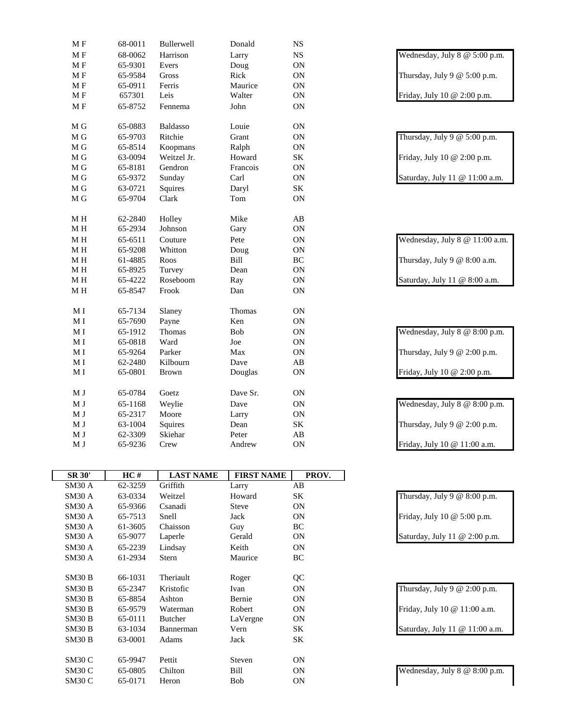| | | | | |
|---|---|---|---|---|
| M F | 68-0011 | Bullerwell | Donald | NS |
| M F | 68-0062 | Harrison | Larry | NS |
| M F | 65-9301 | Evers | Doug | ON |
| M F | 65-9584 | Gross | Rick | ON |
| M F | 65-0911 | Ferris | Maurice | ON |
| M F | 657301 | Leis | Walter | ON |
| M F | 65-8752 | Fennema | John | ON |

Wednesday, July 8 @ 5:00 p.m.
Thursday, July 9 @ 5:00 p.m.
Friday, July 10 @ 2:00 p.m.

| | | | | |
|---|---|---|---|---|
| M G | 65-0883 | Baldasso | Louie | ON |
| M G | 65-9703 | Ritchie | Grant | ON |
| M G | 65-8514 | Koopmans | Ralph | ON |
| M G | 63-0094 | Weitzel Jr. | Howard | SK |
| M G | 65-8181 | Gendron | Francois | ON |
| M G | 65-9372 | Sunday | Carl | ON |
| M G | 63-0721 | Squires | Daryl | SK |
| M G | 65-9704 | Clark | Tom | ON |

Thursday, July 9 @ 5:00 p.m.
Friday, July 10 @ 2:00 p.m.
Saturday, July 11 @ 11:00 a.m.

| | | | | |
|---|---|---|---|---|
| M H | 62-2840 | Holley | Mike | AB |
| M H | 65-2934 | Johnson | Gary | ON |
| M H | 65-6511 | Couture | Pete | ON |
| M H | 65-9208 | Whitton | Doug | ON |
| M H | 61-4885 | Roos | Bill | BC |
| M H | 65-8925 | Turvey | Dean | ON |
| M H | 65-4222 | Roseboom | Ray | ON |
| M H | 65-8547 | Frook | Dan | ON |

Wednesday, July 8 @ 11:00 a.m.
Thursday, July 9 @ 8:00 a.m.
Saturday, July 11 @ 8:00 a.m.

| | | | | |
|---|---|---|---|---|
| M I | 65-7134 | Slaney | Thomas | ON |
| M I | 65-7690 | Payne | Ken | ON |
| M I | 65-1912 | Thomas | Bob | ON |
| M I | 65-0818 | Ward | Joe | ON |
| M I | 65-9264 | Parker | Max | ON |
| M I | 62-2480 | Kilbourn | Dave | AB |
| M I | 65-0801 | Brown | Douglas | ON |

Wednesday, July 8 @ 8:00 p.m.
Thursday, July 9 @ 2:00 p.m.
Friday, July 10 @ 2:00 p.m.

| | | | | |
|---|---|---|---|---|
| M J | 65-0784 | Goetz | Dave Sr. | ON |
| M J | 65-1168 | Weylie | Dave | ON |
| M J | 65-2317 | Moore | Larry | ON |
| M J | 63-1004 | Squires | Dean | SK |
| M J | 62-3309 | Skiehar | Peter | AB |
| M J | 65-9236 | Crew | Andrew | ON |

Wednesday, July 8 @ 8:00 p.m.
Thursday, July 9 @ 2:00 p.m.
Friday, July 10 @ 11:00 a.m.

| SR 30' | HC # | LAST NAME | FIRST NAME | PROV. |
|---|---|---|---|---|
| SM30 A | 62-3259 | Griffith | Larry | AB |
| SM30 A | 63-0334 | Weitzel | Howard | SK |
| SM30 A | 65-9366 | Csanadi | Steve | ON |
| SM30 A | 65-7513 | Snell | Jack | ON |
| SM30 A | 61-3605 | Chaisson | Guy | BC |
| SM30 A | 65-9077 | Laperle | Gerald | ON |
| SM30 A | 65-2239 | Lindsay | Keith | ON |
| SM30 A | 61-2934 | Stern | Maurice | BC |

Thursday, July 9 @ 8:00 p.m.
Friday, July 10 @ 5:00 p.m.
Saturday, July 11 @ 2:00 p.m.

| | | | | |
|---|---|---|---|---|
| SM30 B | 66-1031 | Theriault | Roger | QC |
| SM30 B | 65-2347 | Kristofic | Ivan | ON |
| SM30 B | 65-8854 | Ashton | Bernie | ON |
| SM30 B | 65-9579 | Waterman | Robert | ON |
| SM30 B | 65-0111 | Butcher | LaVergne | ON |
| SM30 B | 63-1034 | Bannerman | Vern | SK |
| SM30 B | 63-0001 | Adams | Jack | SK |

Thursday, July 9 @ 2:00 p.m.
Friday, July 10 @ 11:00 a.m.
Saturday, July 11 @ 11:00 a.m.

| | | | | |
|---|---|---|---|---|
| SM30 C | 65-9947 | Pettit | Steven | ON |
| SM30 C | 65-0805 | Chilton | Bill | ON |
| SM30 C | 65-0171 | Heron | Bob | ON |

Wednesday, July 8 @ 8:00 p.m.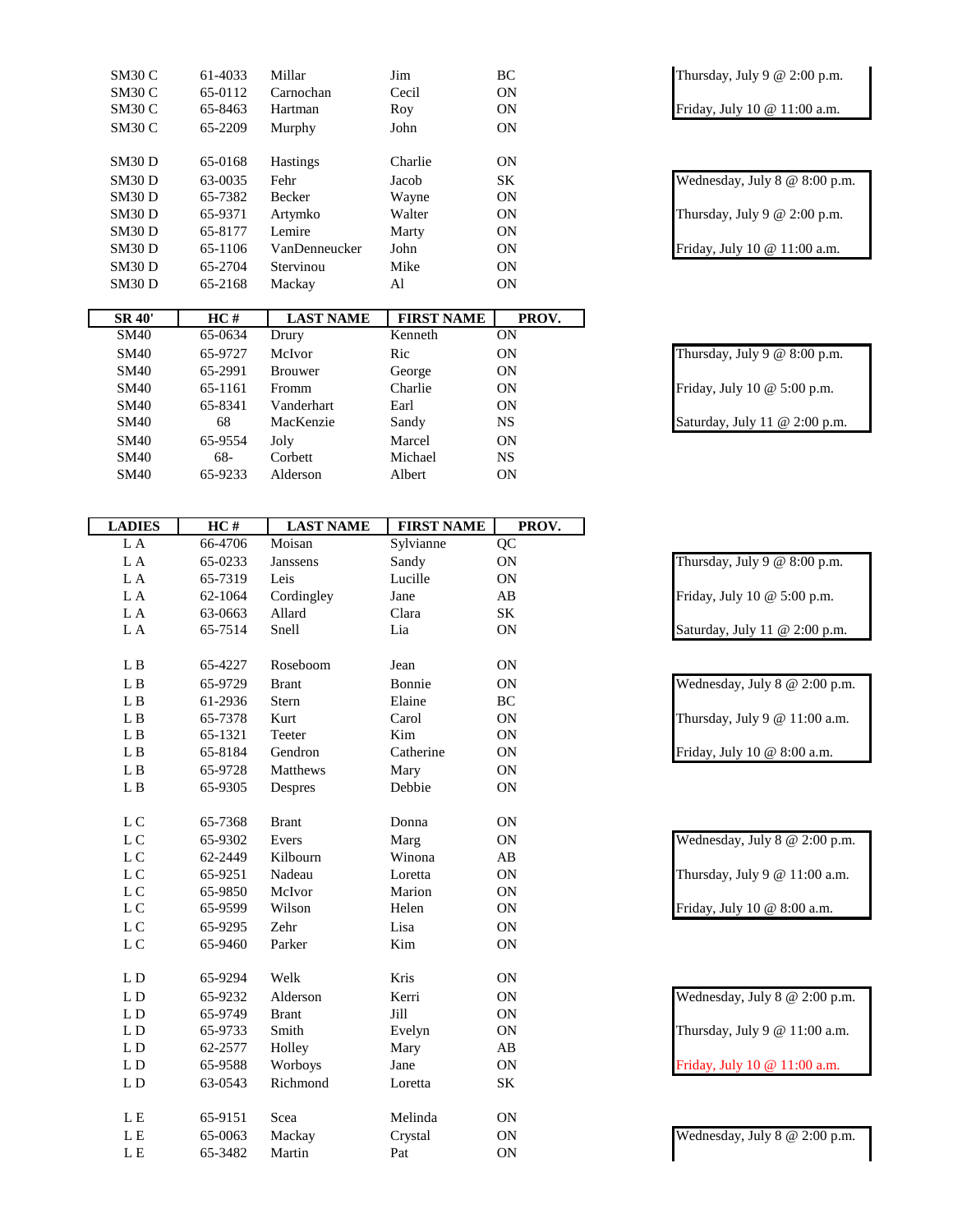| | | | | | |
|---|---|---|---|---|---|
| SM30 C | 61-4033 | Millar | Jim | BC | Thursday, July 9 @ 2:00 p.m. |
| SM30 C | 65-0112 | Carnochan | Cecil | ON | |
| SM30 C | 65-8463 | Hartman | Roy | ON | Friday, July 10 @ 11:00 a.m. |
| SM30 C | 65-2209 | Murphy | John | ON | |
| | | | | | |
| SM30 D | 65-0168 | Hastings | Charlie | ON | |
| SM30 D | 63-0035 | Fehr | Jacob | SK | Wednesday, July 8 @ 8:00 p.m. |
| SM30 D | 65-7382 | Becker | Wayne | ON | |
| SM30 D | 65-9371 | Artymko | Walter | ON | Thursday, July 9 @ 2:00 p.m. |
| SM30 D | 65-8177 | Lemire | Marty | ON | |
| SM30 D | 65-1106 | VanDenneucker | John | ON | Friday, July 10 @ 11:00 a.m. |
| SM30 D | 65-2704 | Stervinou | Mike | ON | |
| SM30 D | 65-2168 | Mackay | Al | ON | |

| SR 40' | HC # | LAST NAME | FIRST NAME | PROV. | |
|---|---|---|---|---|---|
| SM40 | 65-0634 | Drury | Kenneth | ON | |
| SM40 | 65-9727 | McIvor | Ric | ON | Thursday, July 9 @ 8:00 p.m. |
| SM40 | 65-2991 | Brouwer | George | ON | |
| SM40 | 65-1161 | Fromm | Charlie | ON | Friday, July 10 @ 5:00 p.m. |
| SM40 | 65-8341 | Vanderhart | Earl | ON | |
| SM40 | 68 | MacKenzie | Sandy | NS | Saturday, July 11 @ 2:00 p.m. |
| SM40 | 65-9554 | Joly | Marcel | ON | |
| SM40 | 68- | Corbett | Michael | NS | |
| SM40 | 65-9233 | Alderson | Albert | ON | |

| LADIES | HC # | LAST NAME | FIRST NAME | PROV. | |
|---|---|---|---|---|---|
| L A | 66-4706 | Moisan | Sylvianne | QC | |
| L A | 65-0233 | Janssens | Sandy | ON | Thursday, July 9 @ 8:00 p.m. |
| L A | 65-7319 | Leis | Lucille | ON | |
| L A | 62-1064 | Cordingley | Jane | AB | Friday, July 10 @ 5:00 p.m. |
| L A | 63-0663 | Allard | Clara | SK | |
| L A | 65-7514 | Snell | Lia | ON | Saturday, July 11 @ 2:00 p.m. |
| | | | | | |
| L B | 65-4227 | Roseboom | Jean | ON | |
| L B | 65-9729 | Brant | Bonnie | ON | Wednesday, July 8 @ 2:00 p.m. |
| L B | 61-2936 | Stern | Elaine | BC | |
| L B | 65-7378 | Kurt | Carol | ON | Thursday, July 9 @ 11:00 a.m. |
| L B | 65-1321 | Teeter | Kim | ON | |
| L B | 65-8184 | Gendron | Catherine | ON | Friday, July 10 @ 8:00 a.m. |
| L B | 65-9728 | Matthews | Mary | ON | |
| L B | 65-9305 | Despres | Debbie | ON | |
| | | | | | |
| L C | 65-7368 | Brant | Donna | ON | |
| L C | 65-9302 | Evers | Marg | ON | Wednesday, July 8 @ 2:00 p.m. |
| L C | 62-2449 | Kilbourn | Winona | AB | |
| L C | 65-9251 | Nadeau | Loretta | ON | Thursday, July 9 @ 11:00 a.m. |
| L C | 65-9850 | McIvor | Marion | ON | |
| L C | 65-9599 | Wilson | Helen | ON | Friday, July 10 @ 8:00 a.m. |
| L C | 65-9295 | Zehr | Lisa | ON | |
| L C | 65-9460 | Parker | Kim | ON | |
| | | | | | |
| L D | 65-9294 | Welk | Kris | ON | |
| L D | 65-9232 | Alderson | Kerri | ON | Wednesday, July 8 @ 2:00 p.m. |
| L D | 65-9749 | Brant | Jill | ON | |
| L D | 65-9733 | Smith | Evelyn | ON | Thursday, July 9 @ 11:00 a.m. |
| L D | 62-2577 | Holley | Mary | AB | |
| L D | 65-9588 | Worboys | Jane | ON | Friday, July 10 @ 11:00 a.m. |
| L D | 63-0543 | Richmond | Loretta | SK | |
| | | | | | |
| L E | 65-9151 | Scea | Melinda | ON | |
| L E | 65-0063 | Mackay | Crystal | ON | Wednesday, July 8 @ 2:00 p.m. |
| L E | 65-3482 | Martin | Pat | ON | |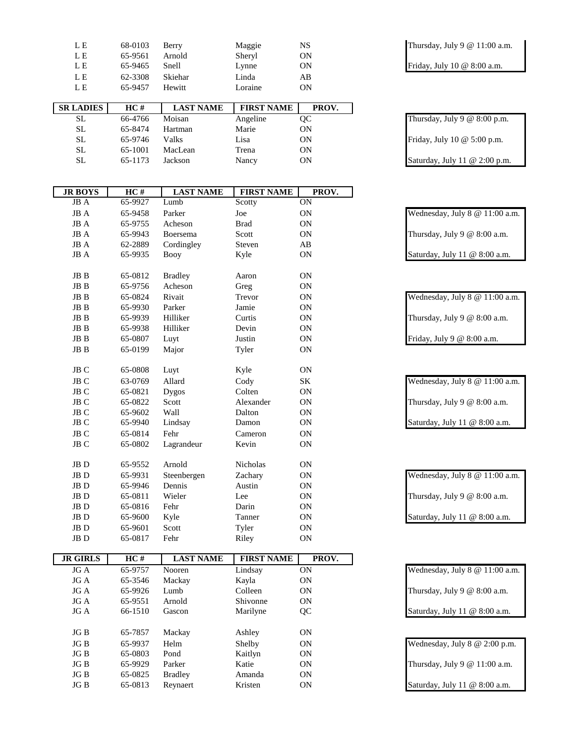| L E | 68-0103 | Berry | Maggie | NS |
|---|---|---|---|---|
| L E | 65-9561 | Arnold | Sheryl | ON |
| L E | 65-9465 | Snell | Lynne | ON |
| L E | 62-3308 | Skiehar | Linda | AB |
| L E | 65-9457 | Hewitt | Loraine | ON |

Thursday, July 9 @ 11:00 a.m.

Friday, July 10 @ 8:00 a.m.

| SR LADIES | HC # | LAST NAME | FIRST NAME | PROV. |
|---|---|---|---|---|
| SL | 66-4766 | Moisan | Angeline | QC |
| SL | 65-8474 | Hartman | Marie | ON |
| SL | 65-9746 | Valks | Lisa | ON |
| SL | 65-1001 | MacLean | Trena | ON |
| SL | 65-1173 | Jackson | Nancy | ON |

Thursday, July 9 @ 8:00 p.m.

Friday, July 10 @ 5:00 p.m.

Saturday, July 11 @ 2:00 p.m.

| JR BOYS | HC # | LAST NAME | FIRST NAME | PROV. |
|---|---|---|---|---|
| JB A | 65-9927 | Lumb | Scotty | ON |
| JB A | 65-9458 | Parker | Joe | ON |
| JB A | 65-9755 | Acheson | Brad | ON |
| JB A | 65-9943 | Boersema | Scott | ON |
| JB A | 62-2889 | Cordingley | Steven | AB |
| JB A | 65-9935 | Booy | Kyle | ON |
| | | | | |
| JB B | 65-0812 | Bradley | Aaron | ON |
| JB B | 65-9756 | Acheson | Greg | ON |
| JB B | 65-0824 | Rivait | Trevor | ON |
| JB B | 65-9930 | Parker | Jamie | ON |
| JB B | 65-9939 | Hilliker | Curtis | ON |
| JB B | 65-9938 | Hilliker | Devin | ON |
| JB B | 65-0807 | Luyt | Justin | ON |
| JB B | 65-0199 | Major | Tyler | ON |
| | | | | |
| JB C | 65-0808 | Luyt | Kyle | ON |
| JB C | 63-0769 | Allard | Cody | SK |
| JB C | 65-0821 | Dygos | Colten | ON |
| JB C | 65-0822 | Scott | Alexander | ON |
| JB C | 65-9602 | Wall | Dalton | ON |
| JB C | 65-9940 | Lindsay | Damon | ON |
| JB C | 65-0814 | Fehr | Cameron | ON |
| JB C | 65-0802 | Lagrandeur | Kevin | ON |
| | | | | |
| JB D | 65-9552 | Arnold | Nicholas | ON |
| JB D | 65-9931 | Steenbergen | Zachary | ON |
| JB D | 65-9946 | Dennis | Austin | ON |
| JB D | 65-0811 | Wieler | Lee | ON |
| JB D | 65-0816 | Fehr | Darin | ON |
| JB D | 65-9600 | Kyle | Tanner | ON |
| JB D | 65-9601 | Scott | Tyler | ON |
| JB D | 65-0817 | Fehr | Riley | ON |

JB A: Wednesday, July 8 @ 11:00 a.m. / Thursday, July 9 @ 8:00 a.m. / Saturday, July 11 @ 8:00 a.m.

JB B: Wednesday, July 8 @ 11:00 a.m. / Thursday, July 9 @ 8:00 a.m. / Friday, July 9 @ 8:00 a.m.

JB C: Wednesday, July 8 @ 11:00 a.m. / Thursday, July 9 @ 8:00 a.m. / Saturday, July 11 @ 8:00 a.m.

JB D: Wednesday, July 8 @ 11:00 a.m. / Thursday, July 9 @ 8:00 a.m. / Saturday, July 11 @ 8:00 a.m.

| JR GIRLS | HC # | LAST NAME | FIRST NAME | PROV. |
|---|---|---|---|---|
| JG A | 65-9757 | Nooren | Lindsay | ON |
| JG A | 65-3546 | Mackay | Kayla | ON |
| JG A | 65-9926 | Lumb | Colleen | ON |
| JG A | 65-9551 | Arnold | Shivonne | ON |
| JG A | 66-1510 | Gascon | Marilyne | QC |
| | | | | |
| JG B | 65-7857 | Mackay | Ashley | ON |
| JG B | 65-9937 | Helm | Shelby | ON |
| JG B | 65-0803 | Pond | Kaitlyn | ON |
| JG B | 65-9929 | Parker | Katie | ON |
| JG B | 65-0825 | Bradley | Amanda | ON |
| JG B | 65-0813 | Reynaert | Kristen | ON |

JG A: Wednesday, July 8 @ 11:00 a.m. / Thursday, July 9 @ 8:00 a.m. / Saturday, July 11 @ 8:00 a.m.

JG B: Wednesday, July 8 @ 2:00 p.m. / Thursday, July 9 @ 11:00 a.m. / Saturday, July 11 @ 8:00 a.m.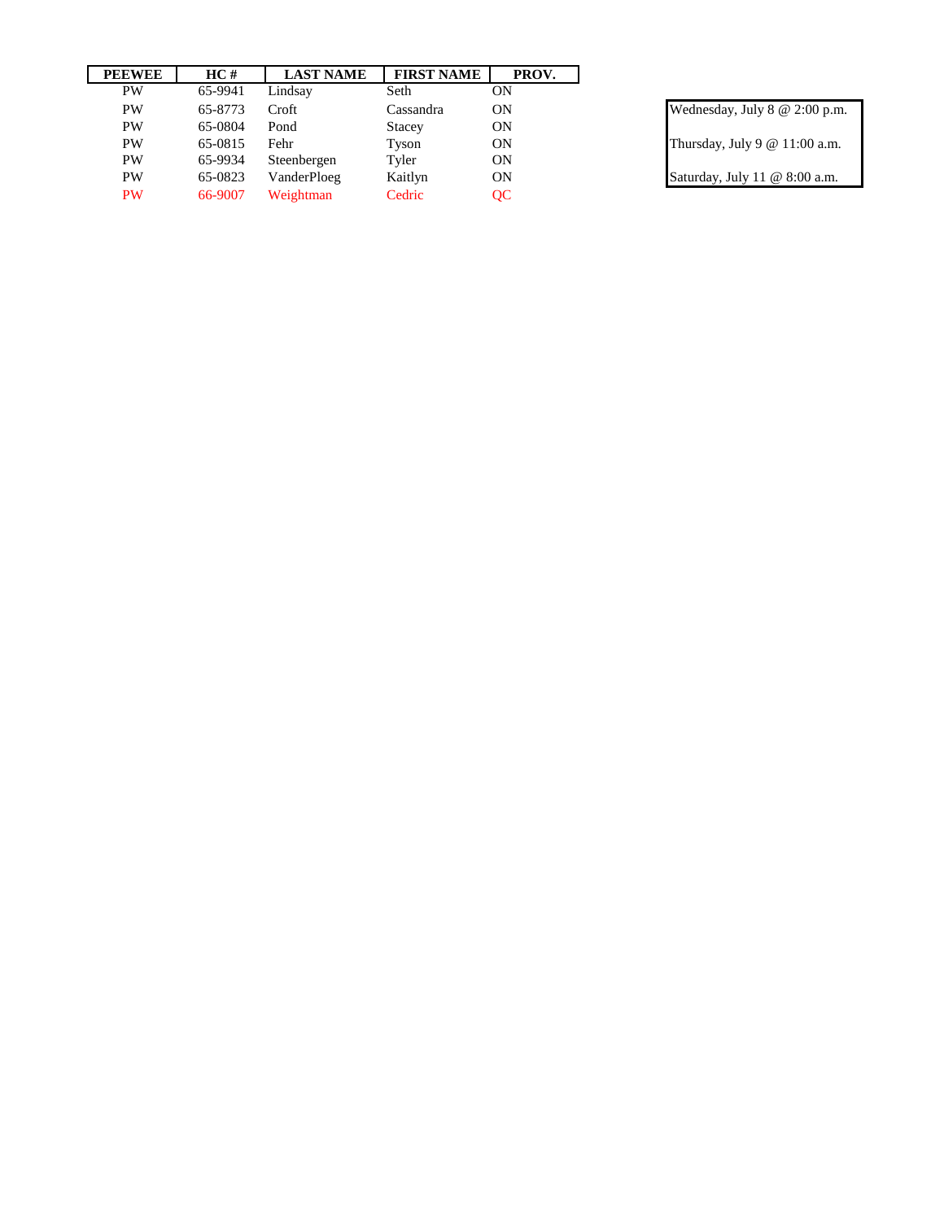| PEEWEE | HC # | LAST NAME | FIRST NAME | PROV. |
| --- | --- | --- | --- | --- |
| PW | 65-9941 | Lindsay | Seth | ON |
| PW | 65-8773 | Croft | Cassandra | ON |
| PW | 65-0804 | Pond | Stacey | ON |
| PW | 65-0815 | Fehr | Tyson | ON |
| PW | 65-9934 | Steenbergen | Tyler | ON |
| PW | 65-0823 | VanderPloeg | Kaitlyn | ON |
| PW | 66-9007 | Weightman | Cedric | QC |

Wednesday, July 8 @ 2:00 p.m.

Thursday, July 9 @ 11:00 a.m.

Saturday, July 11 @ 8:00 a.m.